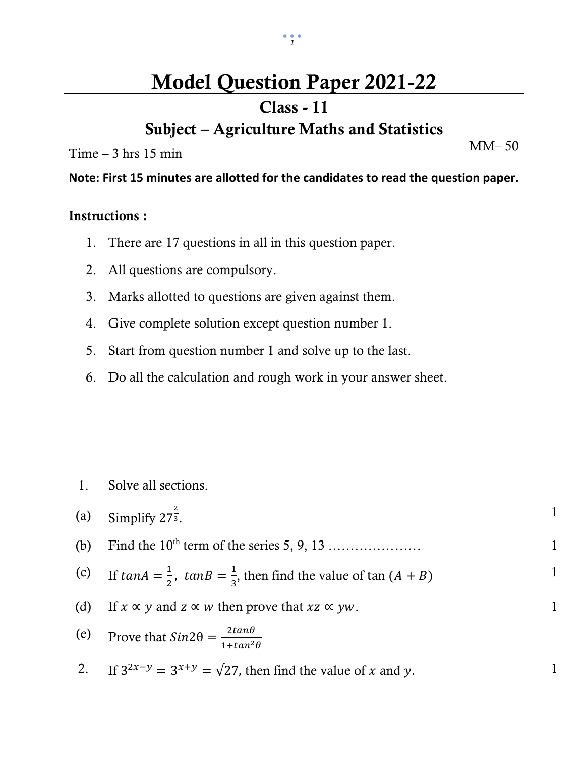# Model Question Paper 2021-22

## Class - 11

## Subject – Agriculture Maths and Statistics

Time – 3 hrs 15 min

MM– 50

**Note: First 15 minutes are allotted for the candidates to read the question paper.**

**Instructions :**

1. There are 17 questions in all in this question paper.
2. All questions are compulsory.
3. Marks allotted to questions are given against them.
4. Give complete solution except question number 1.
5. Start from question number 1 and solve up to the last.
6. Do all the calculation and rough work in your answer sheet.

1. Solve all sections.

(a) Simplify $27^{\frac{2}{3}}$. 1

(b) Find the $10^{th}$ term of the series 5, 9, 13 ………………… 1

(c) If $tanA = \frac{1}{2},\ tanB = \frac{1}{3}$, then find the value of $\tan(A+B)$ 1

(d) If $x \propto y$ and $z \propto w$ then prove that $xz \propto yw$. 1

(e) Prove that $Sin2\theta = \frac{2tan\theta}{1+tan^2\theta}$

2. If $3^{2x-y} = 3^{x+y} = \sqrt{27}$, then find the value of $x$ and $y$. 1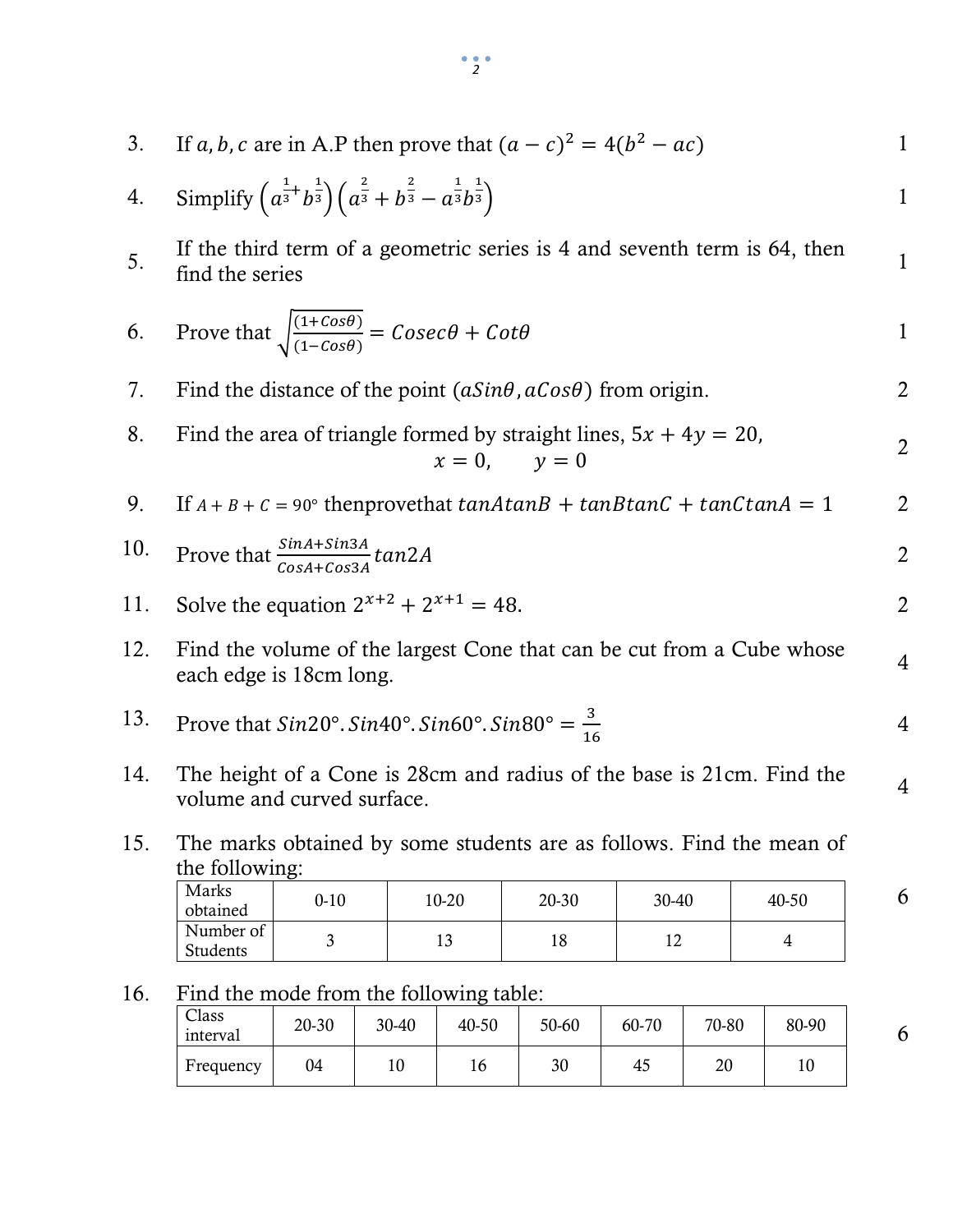3. If $a, b, c$ are in A.P then prove that $(a-c)^2 = 4(b^2 - ac)$ — 1

4. Simplify $\left(a^{\frac{1}{3}}+b^{\frac{1}{3}}\right)\left(a^{\frac{2}{3}}+b^{\frac{2}{3}}-a^{\frac{1}{3}}b^{\frac{1}{3}}\right)$ — 1

5. If the third term of a geometric series is 4 and seventh term is 64, then find the series — 1

6. Prove that $\sqrt{\frac{(1+Cos\theta)}{(1-Cos\theta)}} = Cosec\theta + Cot\theta$ — 1

7. Find the distance of the point $(aSin\theta, aCos\theta)$ from origin. — 2

8. Find the area of triangle formed by straight lines, $5x + 4y = 20$, $x = 0$, $y = 0$ — 2

9. If $A + B + C = 90°$ thenprovethat $tanAtanB + tanBtanC + tanCtanA = 1$ — 2

10. Prove that $\frac{SinA+Sin3A}{CosA+Cos3A} tan2A$ — 2

11. Solve the equation $2^{x+2} + 2^{x+1} = 48$. — 2

12. Find the volume of the largest Cone that can be cut from a Cube whose each edge is 18cm long. — 4

13. Prove that $Sin20°.Sin40°.Sin60°.Sin80° = \frac{3}{16}$ — 4

14. The height of a Cone is 28cm and radius of the base is 21cm. Find the volume and curved surface. — 4

15. The marks obtained by some students are as follows. Find the mean of the following: — 6

| Marks obtained | 0-10 | 10-20 | 20-30 | 30-40 | 40-50 |
|---|---|---|---|---|---|
| Number of Students | 3 | 13 | 18 | 12 | 4 |

16. Find the mode from the following table: — 6

| Class interval | 20-30 | 30-40 | 40-50 | 50-60 | 60-70 | 70-80 | 80-90 |
|---|---|---|---|---|---|---|---|
| Frequency | 04 | 10 | 16 | 30 | 45 | 20 | 10 |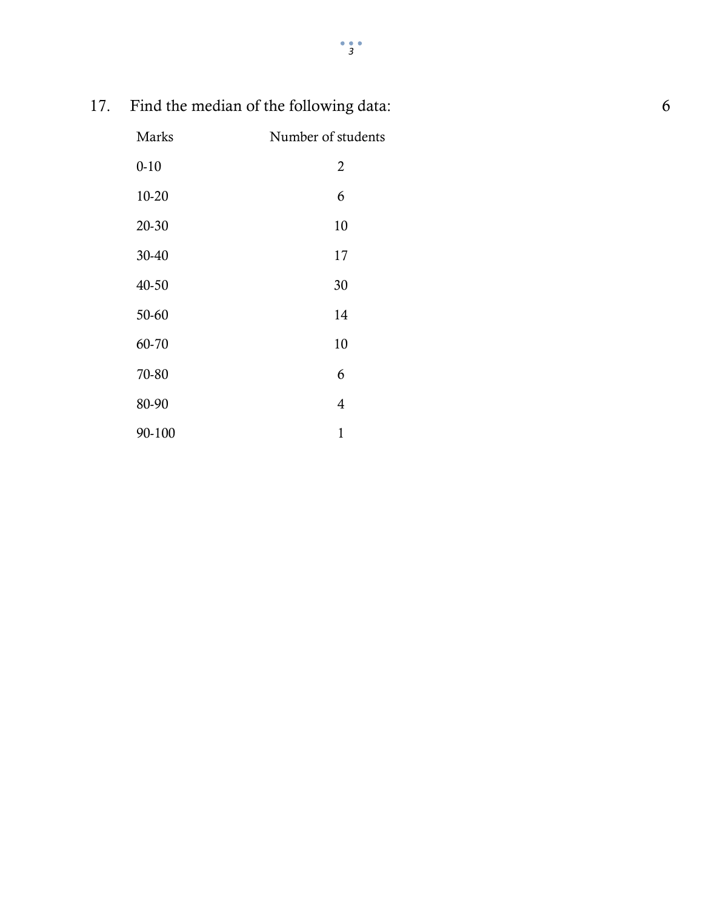17. Find the median of the following data: 6

| Marks | Number of students |
|---|---|
| 0-10 | 2 |
| 10-20 | 6 |
| 20-30 | 10 |
| 30-40 | 17 |
| 40-50 | 30 |
| 50-60 | 14 |
| 60-70 | 10 |
| 70-80 | 6 |
| 80-90 | 4 |
| 90-100 | 1 |